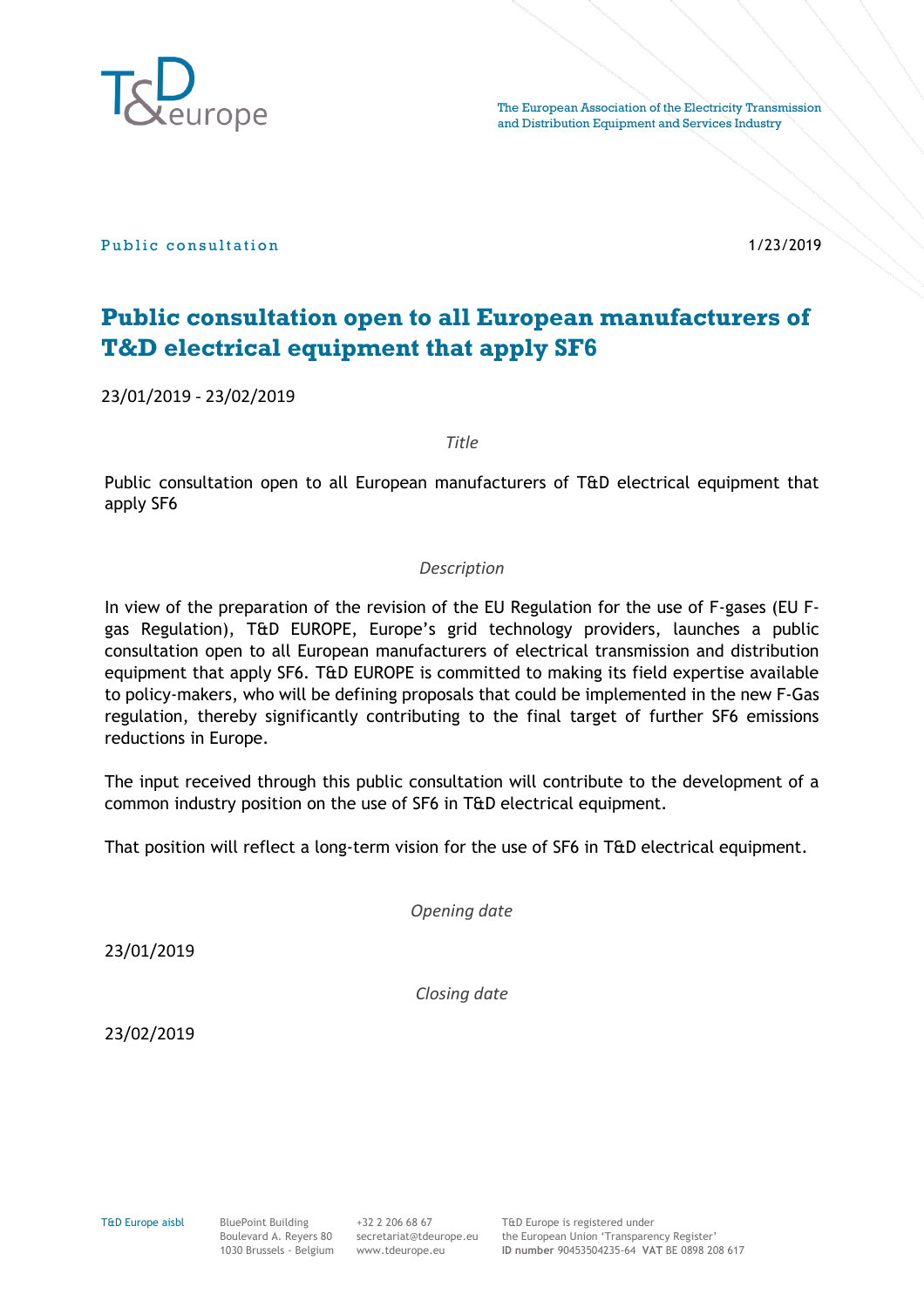T&D europe

The European Association of the Electricity Transmission and Distribution Equipment and Services Industry

Public consultation

1/23/2019

# Public consultation open to all European manufacturers of T&D electrical equipment that apply SF6

23/01/2019 - 23/02/2019

*Title*

Public consultation open to all European manufacturers of T&D electrical equipment that apply SF6

*Description*

In view of the preparation of the revision of the EU Regulation for the use of F-gases (EU F-gas Regulation), T&D EUROPE, Europe's grid technology providers, launches a public consultation open to all European manufacturers of electrical transmission and distribution equipment that apply SF6. T&D EUROPE is committed to making its field expertise available to policy-makers, who will be defining proposals that could be implemented in the new F-Gas regulation, thereby significantly contributing to the final target of further SF6 emissions reductions in Europe.

The input received through this public consultation will contribute to the development of a common industry position on the use of SF6 in T&D electrical equipment.

That position will reflect a long-term vision for the use of SF6 in T&D electrical equipment.

*Opening date*

23/01/2019

*Closing date*

23/02/2019

T&D Europe aisbl | BluePoint Building, Boulevard A. Reyers 80, 1030 Brussels - Belgium | +32 2 206 68 67, secretariat@tdeurope.eu, www.tdeurope.eu | T&D Europe is registered under the European Union 'Transparency Register' **ID number** 90453504235-64 **VAT** BE 0898 208 617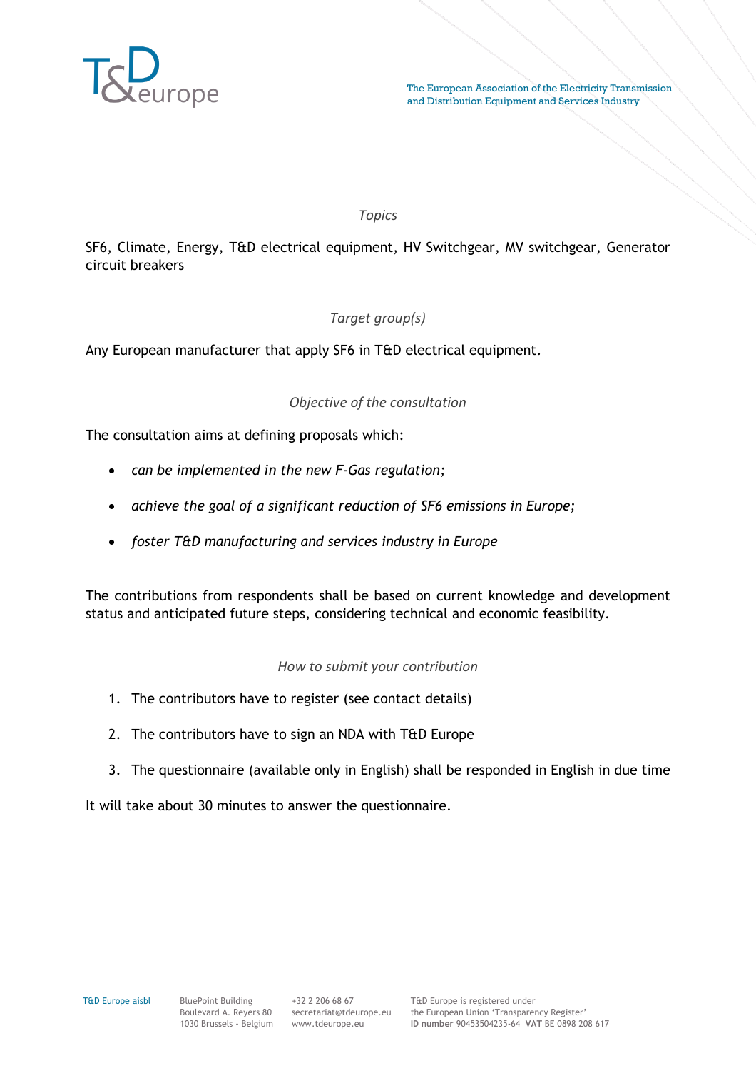*Topics*

SF6, Climate, Energy, T&D electrical equipment, HV Switchgear, MV switchgear, Generator circuit breakers

*Target group(s)*

Any European manufacturer that apply SF6 in T&D electrical equipment.

*Objective of the consultation*

The consultation aims at defining proposals which:

- *can be implemented in the new F-Gas regulation;*
- *achieve the goal of a significant reduction of SF6 emissions in Europe;*
- *foster T&D manufacturing and services industry in Europe*

The contributions from respondents shall be based on current knowledge and development status and anticipated future steps, considering technical and economic feasibility.

*How to submit your contribution*

1. The contributors have to register (see contact details)
2. The contributors have to sign an NDA with T&D Europe
3. The questionnaire (available only in English) shall be responded in English in due time

It will take about 30 minutes to answer the questionnaire.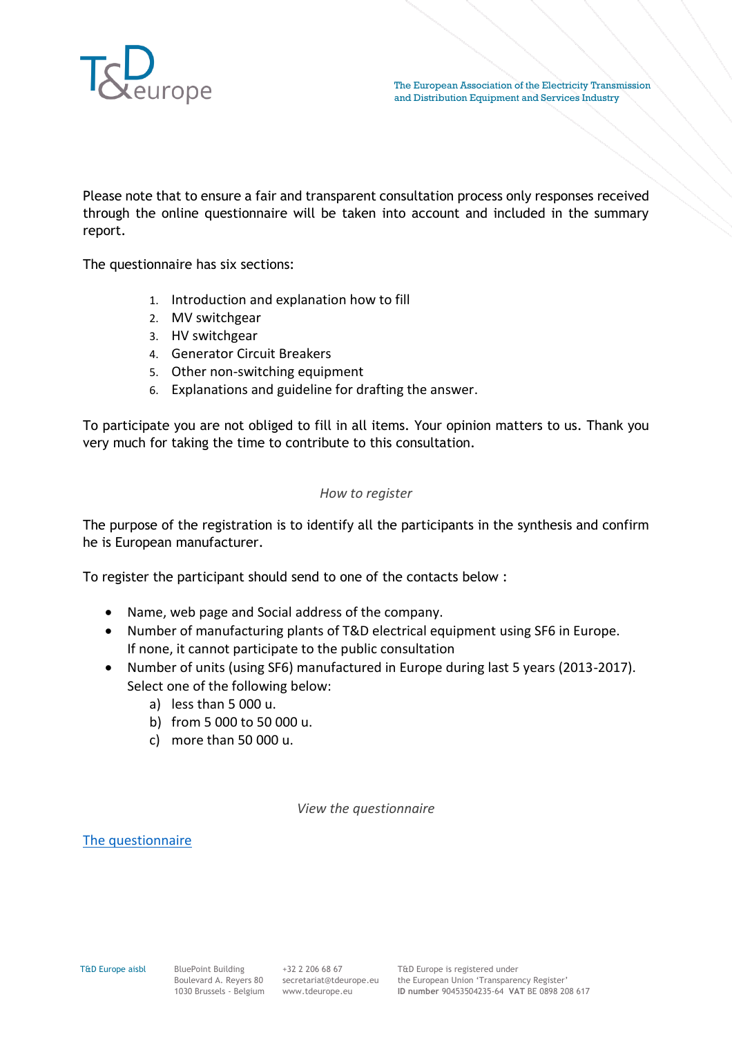Please note that to ensure a fair and transparent consultation process only responses received through the online questionnaire will be taken into account and included in the summary report.

The questionnaire has six sections:

1. Introduction and explanation how to fill
2. MV switchgear
3. HV switchgear
4. Generator Circuit Breakers
5. Other non-switching equipment
6. Explanations and guideline for drafting the answer.

To participate you are not obliged to fill in all items. Your opinion matters to us. Thank you very much for taking the time to contribute to this consultation.

*How to register*

The purpose of the registration is to identify all the participants in the synthesis and confirm he is European manufacturer.

To register the participant should send to one of the contacts below :

- Name, web page and Social address of the company.
- Number of manufacturing plants of T&D electrical equipment using SF6 in Europe. If none, it cannot participate to the public consultation
- Number of units (using SF6) manufactured in Europe during last 5 years (2013-2017). Select one of the following below:
    a) less than 5 000 u.
    b) from 5 000 to 50 000 u.
    c) more than 50 000 u.

*View the questionnaire*

[The questionnaire]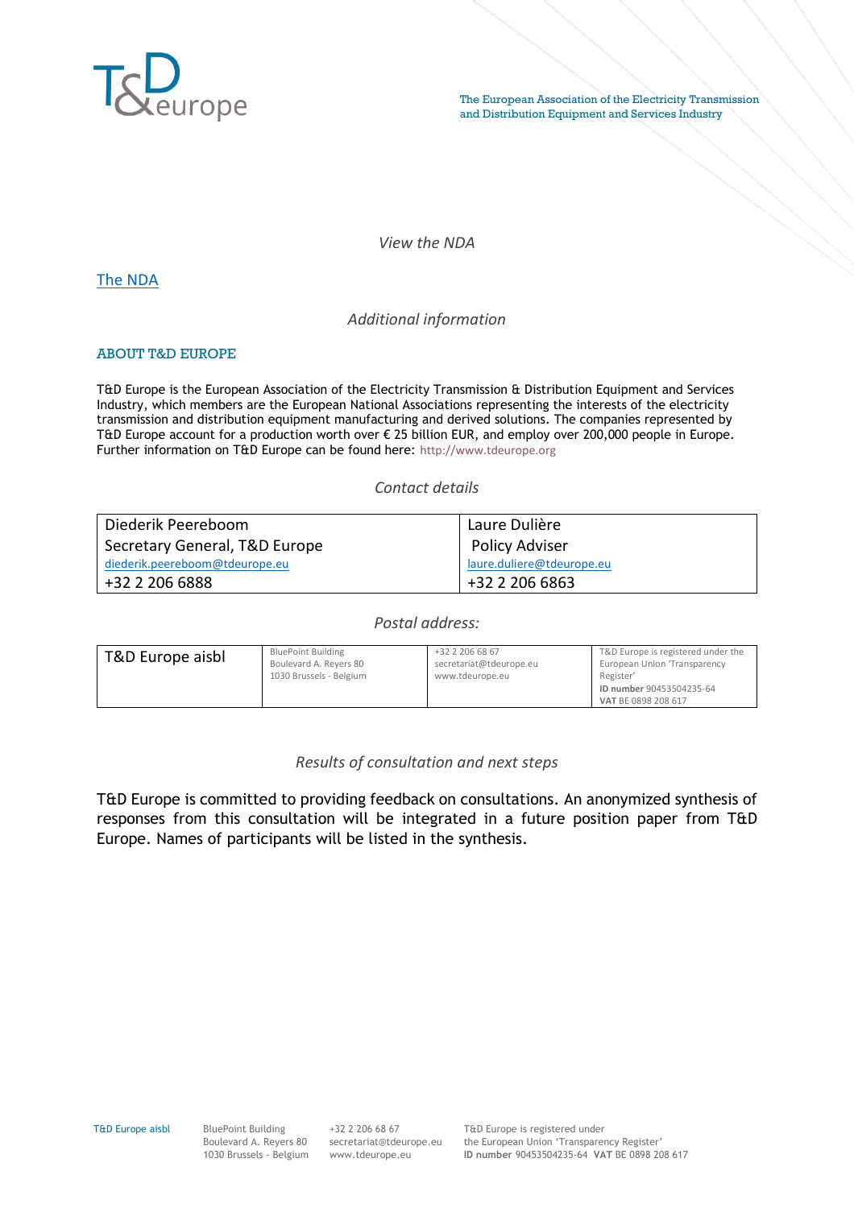*View the NDA*

[The NDA]

*Additional information*

## ABOUT T&D EUROPE

T&D Europe is the European Association of the Electricity Transmission & Distribution Equipment and Services Industry, which members are the European National Associations representing the interests of the electricity transmission and distribution equipment manufacturing and derived solutions. The companies represented by T&D Europe account for a production worth over € 25 billion EUR, and employ over 200,000 people in Europe. Further information on T&D Europe can be found here: http://www.tdeurope.org

*Contact details*

| | |
|---|---|
| Diederik Peereboom<br>Secretary General, T&D Europe<br>diederik.peereboom@tdeurope.eu<br>+32 2 206 6888 | Laure Dulière<br>Policy Adviser<br>laure.duliere@tdeurope.eu<br>+32 2 206 6863 |

*Postal address:*

| | | | |
|---|---|---|---|
| T&D Europe aisbl | BluePoint Building<br>Boulevard A. Reyers 80<br>1030 Brussels - Belgium | +32 2 206 68 67<br>secretariat@tdeurope.eu<br>www.tdeurope.eu | T&D Europe is registered under the European Union 'Transparency Register'<br>**ID number** 90453504235-64<br>**VAT** BE 0898 208 617 |

*Results of consultation and next steps*

T&D Europe is committed to providing feedback on consultations. An anonymized synthesis of responses from this consultation will be integrated in a future position paper from T&D Europe. Names of participants will be listed in the synthesis.